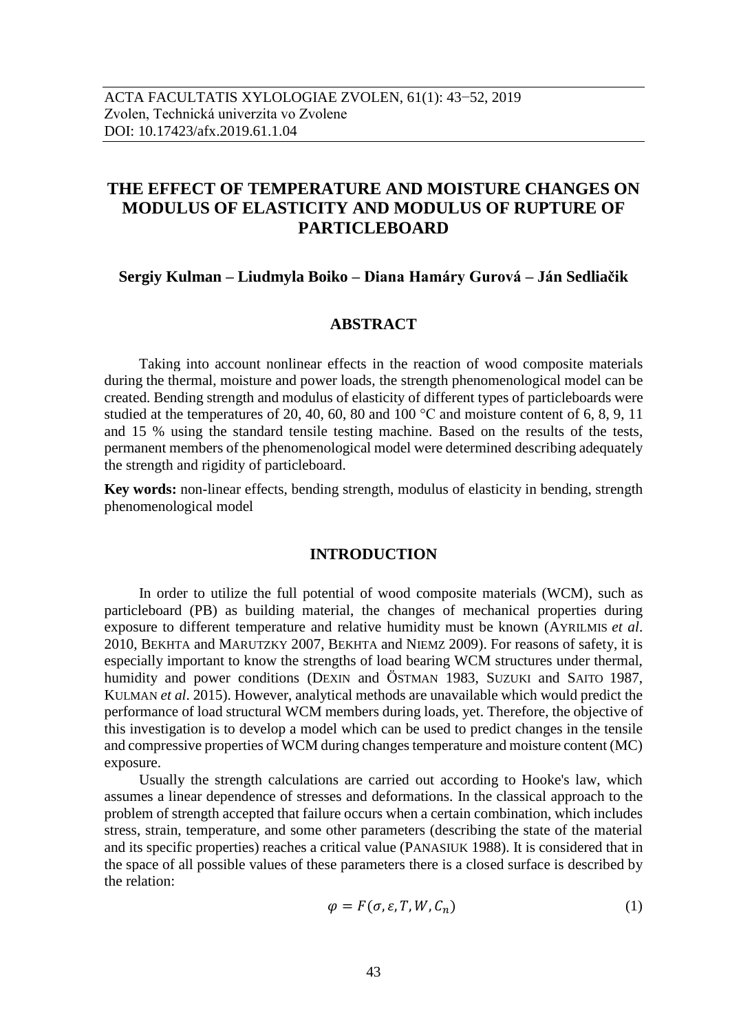ACTA FACULTATIS XYLOLOGIAE ZVOLEN, 61(1): 43−52, 2019
Zvolen, Technická univerzita vo Zvolene
DOI: 10.17423/afx.2019.61.1.04

# THE EFFECT OF TEMPERATURE AND MOISTURE CHANGES ON MODULUS OF ELASTICITY AND MODULUS OF RUPTURE OF PARTICLEBOARD

**Sergiy Kulman – Liudmyla Boiko – Diana Hamáry Gurová – Ján Sedliačik**

## ABSTRACT

Taking into account nonlinear effects in the reaction of wood composite materials during the thermal, moisture and power loads, the strength phenomenological model can be created. Bending strength and modulus of elasticity of different types of particleboards were studied at the temperatures of 20, 40, 60, 80 and 100 °C and moisture content of 6, 8, 9, 11 and 15 % using the standard tensile testing machine. Based on the results of the tests, permanent members of the phenomenological model were determined describing adequately the strength and rigidity of particleboard.

**Key words:** non-linear effects, bending strength, modulus of elasticity in bending, strength phenomenological model

## INTRODUCTION

In order to utilize the full potential of wood composite materials (WCM), such as particleboard (PB) as building material, the changes of mechanical properties during exposure to different temperature and relative humidity must be known (AYRILMIS *et al*. 2010, BEKHTA and MARUTZKY 2007, BEKHTA and NIEMZ 2009). For reasons of safety, it is especially important to know the strengths of load bearing WCM structures under thermal, humidity and power conditions (DEXIN and ÖSTMAN 1983, SUZUKI and SAITO 1987, KULMAN *et al*. 2015). However, analytical methods are unavailable which would predict the performance of load structural WCM members during loads, yet. Therefore, the objective of this investigation is to develop a model which can be used to predict changes in the tensile and compressive properties of WCM during changes temperature and moisture content (MC) exposure.

Usually the strength calculations are carried out according to Hooke's law, which assumes a linear dependence of stresses and deformations. In the classical approach to the problem of strength accepted that failure occurs when a certain combination, which includes stress, strain, temperature, and some other parameters (describing the state of the material and its specific properties) reaches a critical value (PANASIUK 1988). It is considered that in the space of all possible values of these parameters there is a closed surface is described by the relation:

$$\varphi = F(\sigma, \varepsilon, T, W, C_n) \tag{1}$$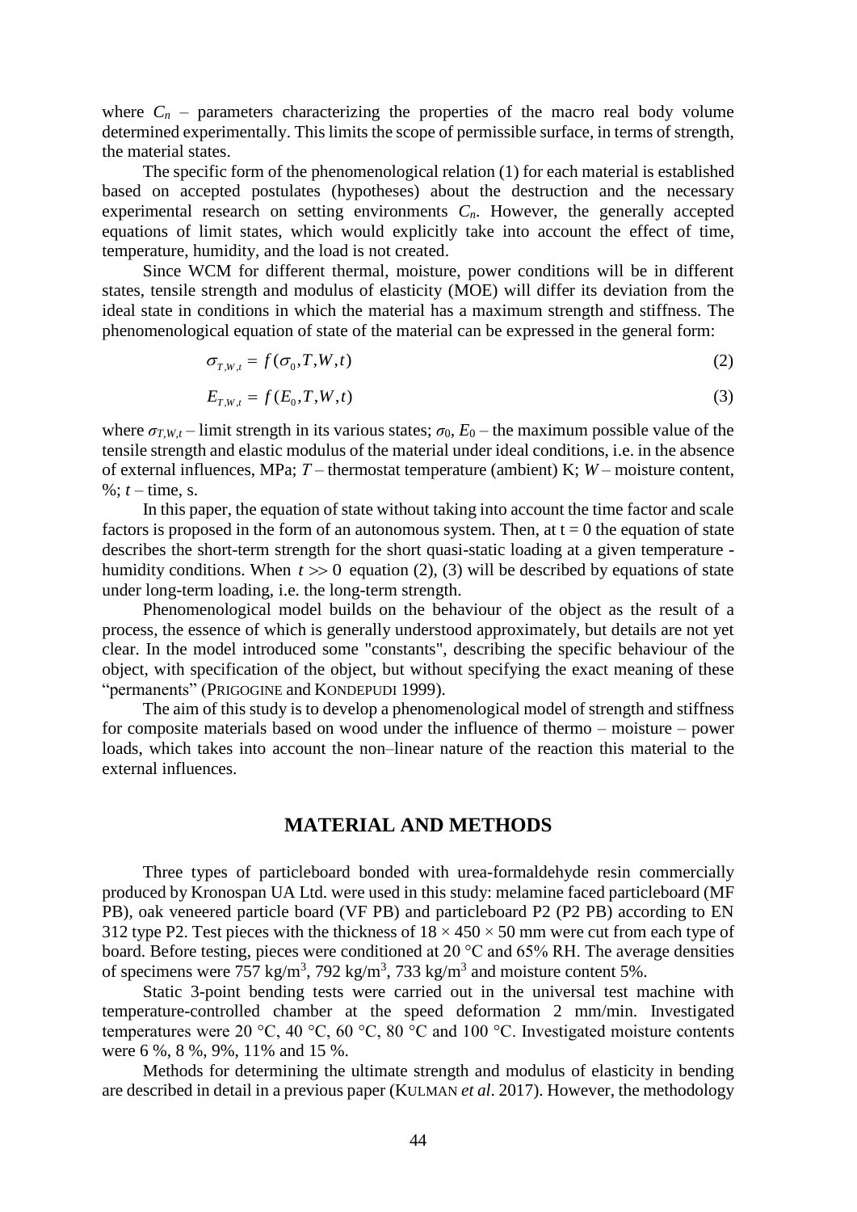where $C_n$ – parameters characterizing the properties of the macro real body volume determined experimentally. This limits the scope of permissible surface, in terms of strength, the material states.

The specific form of the phenomenological relation (1) for each material is established based on accepted postulates (hypotheses) about the destruction and the necessary experimental research on setting environments $C_n$. However, the generally accepted equations of limit states, which would explicitly take into account the effect of time, temperature, humidity, and the load is not created.

Since WCM for different thermal, moisture, power conditions will be in different states, tensile strength and modulus of elasticity (MOE) will differ its deviation from the ideal state in conditions in which the material has a maximum strength and stiffness. The phenomenological equation of state of the material can be expressed in the general form:

$$\sigma_{T,W,t} = f(\sigma_0, T, W, t) \tag{2}$$

$$E_{T,W,t} = f(E_0, T, W, t) \tag{3}$$

where $\sigma_{T,W,t}$ – limit strength in its various states; $\sigma_0$, $E_0$ – the maximum possible value of the tensile strength and elastic modulus of the material under ideal conditions, i.e. in the absence of external influences, MPa; $T$ – thermostat temperature (ambient) K; $W$ – moisture content, %; $t$ – time, s.

In this paper, the equation of state without taking into account the time factor and scale factors is proposed in the form of an autonomous system. Then, at $t = 0$ the equation of state describes the short-term strength for the short quasi-static loading at a given temperature - humidity conditions. When $t >> 0$ equation (2), (3) will be described by equations of state under long-term loading, i.e. the long-term strength.

Phenomenological model builds on the behaviour of the object as the result of a process, the essence of which is generally understood approximately, but details are not yet clear. In the model introduced some "constants", describing the specific behaviour of the object, with specification of the object, but without specifying the exact meaning of these "permanents" (PRIGOGINE and KONDEPUDI 1999).

The aim of this study is to develop a phenomenological model of strength and stiffness for composite materials based on wood under the influence of thermo – moisture – power loads, which takes into account the non–linear nature of the reaction this material to the external influences.

## MATERIAL AND METHODS

Three types of particleboard bonded with urea-formaldehyde resin commercially produced by Kronospan UA Ltd. were used in this study: melamine faced particleboard (MF PB), oak veneered particle board (VF PB) and particleboard P2 (P2 PB) according to EN 312 type P2. Test pieces with the thickness of $18 \times 450 \times 50$ mm were cut from each type of board. Before testing, pieces were conditioned at 20 °C and 65% RH. The average densities of specimens were 757 kg/m$^3$, 792 kg/m$^3$, 733 kg/m$^3$ and moisture content 5%.

Static 3-point bending tests were carried out in the universal test machine with temperature-controlled chamber at the speed deformation 2 mm/min. Investigated temperatures were 20 °C, 40 °C, 60 °C, 80 °C and 100 °C. Investigated moisture contents were 6 %, 8 %, 9%, 11% and 15 %.

Methods for determining the ultimate strength and modulus of elasticity in bending are described in detail in a previous paper (KULMAN *et al*. 2017). However, the methodology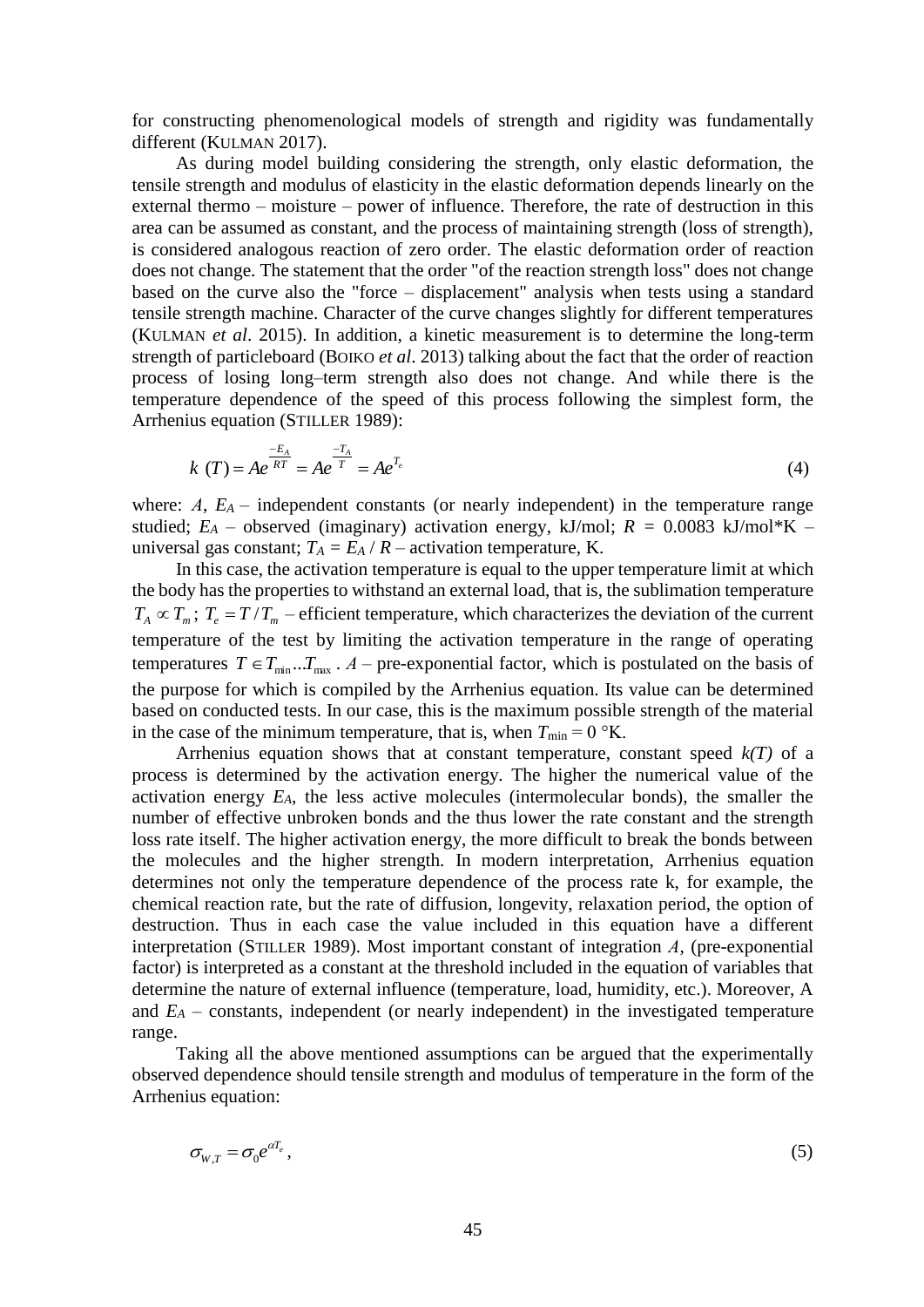for constructing phenomenological models of strength and rigidity was fundamentally different (KULMAN 2017).

As during model building considering the strength, only elastic deformation, the tensile strength and modulus of elasticity in the elastic deformation depends linearly on the external thermo – moisture – power of influence. Therefore, the rate of destruction in this area can be assumed as constant, and the process of maintaining strength (loss of strength), is considered analogous reaction of zero order. The elastic deformation order of reaction does not change. The statement that the order "of the reaction strength loss" does not change based on the curve also the "force – displacement" analysis when tests using a standard tensile strength machine. Character of the curve changes slightly for different temperatures (KULMAN *et al*. 2015). In addition, a kinetic measurement is to determine the long-term strength of particleboard (BOIKO *et al*. 2013) talking about the fact that the order of reaction process of losing long–term strength also does not change. And while there is the temperature dependence of the speed of this process following the simplest form, the Arrhenius equation (STILLER 1989):

$$k\ (T) = Ae^{\frac{-E_A}{RT}} = Ae^{\frac{-T_A}{T}} = Ae^{T_e} \tag{4}$$

where: $A$, $E_A$ – independent constants (or nearly independent) in the temperature range studied; $E_A$ – observed (imaginary) activation energy, kJ/mol; $R$ = 0.0083 kJ/mol*K – universal gas constant; $T_A = E_A / R$ – activation temperature, K.

In this case, the activation temperature is equal to the upper temperature limit at which the body has the properties to withstand an external load, that is, the sublimation temperature $T_A \propto T_m$; $T_e = T / T_m$ – efficient temperature, which characterizes the deviation of the current temperature of the test by limiting the activation temperature in the range of operating temperatures $T \in T_{\min} ... T_{\max}$. $A$ – pre-exponential factor, which is postulated on the basis of the purpose for which is compiled by the Arrhenius equation. Its value can be determined based on conducted tests. In our case, this is the maximum possible strength of the material in the case of the minimum temperature, that is, when $T_{\min}$ = 0 °K.

Arrhenius equation shows that at constant temperature, constant speed *k(T)* of a process is determined by the activation energy. The higher the numerical value of the activation energy $E_A$, the less active molecules (intermolecular bonds), the smaller the number of effective unbroken bonds and the thus lower the rate constant and the strength loss rate itself. The higher activation energy, the more difficult to break the bonds between the molecules and the higher strength. In modern interpretation, Arrhenius equation determines not only the temperature dependence of the process rate k, for example, the chemical reaction rate, but the rate of diffusion, longevity, relaxation period, the option of destruction. Thus in each case the value included in this equation have a different interpretation (STILLER 1989). Most important constant of integration $A$, (pre-exponential factor) is interpreted as a constant at the threshold included in the equation of variables that determine the nature of external influence (temperature, load, humidity, etc.). Moreover, A and $E_A$ – constants, independent (or nearly independent) in the investigated temperature range.

Taking all the above mentioned assumptions can be argued that the experimentally observed dependence should tensile strength and modulus of temperature in the form of the Arrhenius equation:

$$\sigma_{W,T} = \sigma_0 e^{\alpha T_e}, \tag{5}$$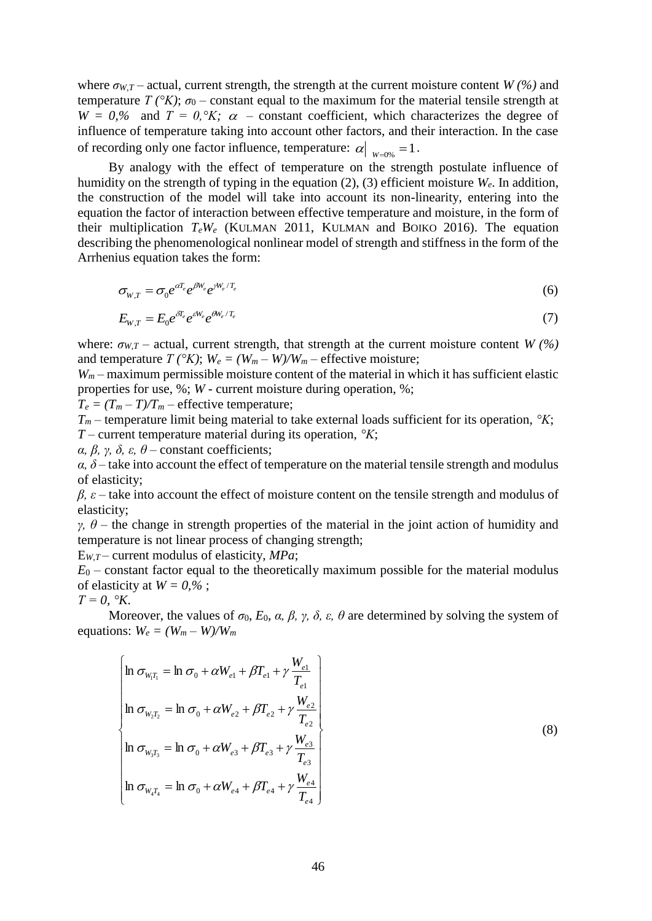where $\sigma_{W,T}$ – actual, current strength, the strength at the current moisture content $W$ *(%)* and temperature $T$ *(°K)*; $\sigma_0$ – constant equal to the maximum for the material tensile strength at $W = 0,\%$ and $T = 0,°K$; $\alpha$ – constant coefficient, which characterizes the degree of influence of temperature taking into account other factors, and their interaction. In the case of recording only one factor influence, temperature: $\alpha\big|_{W=0\%} = 1$.

By analogy with the effect of temperature on the strength postulate influence of humidity on the strength of typing in the equation (2), (3) efficient moisture $W_e$. In addition, the construction of the model will take into account its non-linearity, entering into the equation the factor of interaction between effective temperature and moisture, in the form of their multiplication $T_eW_e$ (KULMAN 2011, KULMAN and BOIKO 2016). The equation describing the phenomenological nonlinear model of strength and stiffness in the form of the Arrhenius equation takes the form:

$$\sigma_{W,T} = \sigma_0 e^{\alpha T_e} e^{\beta W_e} e^{\gamma W_e / T_e} \tag{6}$$

$$E_{W,T} = E_0 e^{\delta T_e} e^{\varepsilon W_e} e^{\theta W_e / T_e} \tag{7}$$

where: $\sigma_{W,T}$ – actual, current strength, that strength at the current moisture content $W$ *(%)* and temperature $T$ *(°K)*; $W_e = (W_m - W)/W_m$ – effective moisture;

$W_m$ – maximum permissible moisture content of the material in which it has sufficient elastic properties for use, %; $W$ - current moisture during operation, %;

$T_e = (T_m - T)/T_m$ – effective temperature;

$T_m$ – temperature limit being material to take external loads sufficient for its operation, *°K*;

$T$ – current temperature material during its operation, *°K*;

$\alpha, \beta, \gamma, \delta, \varepsilon, \theta$ – constant coefficients;

$\alpha, \delta$ – take into account the effect of temperature on the material tensile strength and modulus of elasticity;

$\beta, \varepsilon$ – take into account the effect of moisture content on the tensile strength and modulus of elasticity;

$\gamma, \theta$ – the change in strength properties of the material in the joint action of humidity and temperature is not linear process of changing strength;

$E_{W,T}$ – current modulus of elasticity, *MPa*;

$E_0$ – constant factor equal to the theoretically maximum possible for the material modulus of elasticity at $W = 0,\%$ ;

$T = 0, °K$.

Moreover, the values of $\sigma_0$, $E_0$, $\alpha, \beta, \gamma, \delta, \varepsilon, \theta$ are determined by solving the system of equations: $W_e = (W_m - W)/W_m$

$$\left\{\begin{aligned}
\ln \sigma_{W_1T_1} &= \ln \sigma_0 + \alpha W_{e1} + \beta T_{e1} + \gamma \frac{W_{e1}}{T_{e1}} \\
\ln \sigma_{W_2T_2} &= \ln \sigma_0 + \alpha W_{e2} + \beta T_{e2} + \gamma \frac{W_{e2}}{T_{e2}} \\
\ln \sigma_{W_3T_3} &= \ln \sigma_0 + \alpha W_{e3} + \beta T_{e3} + \gamma \frac{W_{e3}}{T_{e3}} \\
\ln \sigma_{W_4T_4} &= \ln \sigma_0 + \alpha W_{e4} + \beta T_{e4} + \gamma \frac{W_{e4}}{T_{e4}}
\end{aligned}\right\} \tag{8}$$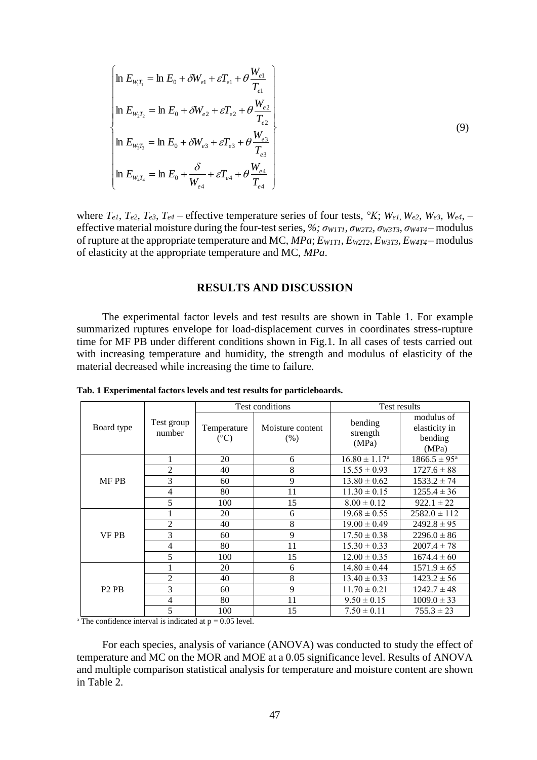$$
\left\{
\begin{aligned}
\ln E_{W_1T_1} &= \ln E_0 + \delta W_{e1} + \varepsilon T_{e1} + \theta \frac{W_{e1}}{T_{e1}} \\
\ln E_{W_2T_2} &= \ln E_0 + \delta W_{e2} + \varepsilon T_{e2} + \theta \frac{W_{e2}}{T_{e2}} \\
\ln E_{W_3T_3} &= \ln E_0 + \delta W_{e3} + \varepsilon T_{e3} + \theta \frac{W_{e3}}{T_{e3}} \\
\ln E_{W_4T_4} &= \ln E_0 + \frac{\delta}{W_{e4}} + \varepsilon T_{e4} + \theta \frac{W_{e4}}{T_{e4}}
\end{aligned}
\right\}
\tag{9}
$$

where $T_{e1}$, $T_{e2}$, $T_{e3}$, $T_{e4}$ – effective temperature series of four tests, *°K*; $W_{e1}$, $W_{e2}$, $W_{e3}$, $W_{e4}$, – effective material moisture during the four-test series, *%;* $\sigma_{W1T1}$, $\sigma_{W2T2}$, $\sigma_{W3T3}$, $\sigma_{W4T4}$ – modulus of rupture at the appropriate temperature and MC, *MPa*; $E_{W1T1}$, $E_{W2T2}$, $E_{W3T3}$, $E_{W4T4}$ – modulus of elasticity at the appropriate temperature and MC, *MPa*.

## RESULTS AND DISCUSSION

The experimental factor levels and test results are shown in Table 1. For example summarized ruptures envelope for load-displacement curves in coordinates stress-rupture time for MF PB under different conditions shown in Fig.1. In all cases of tests carried out with increasing temperature and humidity, the strength and modulus of elasticity of the material decreased while increasing the time to failure.

**Tab. 1 Experimental factors levels and test results for particleboards.**

| Board type | Test group number | Test conditions | | Test results | |
|---|---|---|---|---|---|
| | | Temperature (°C) | Moisture content (%) | bending strength (MPa) | modulus of elasticity in bending (MPa) |
| MF PB | 1 | 20 | 6 | $16.80 \pm 1.17$[a] | $1866.5 \pm 95$[a] |
| | 2 | 40 | 8 | $15.55 \pm 0.93$ | $1727.6 \pm 88$ |
| | 3 | 60 | 9 | $13.80 \pm 0.62$ | $1533.2 \pm 74$ |
| | 4 | 80 | 11 | $11.30 \pm 0.15$ | $1255.4 \pm 36$ |
| | 5 | 100 | 15 | $8.00 \pm 0.12$ | $922.1 \pm 22$ |
| VF PB | 1 | 20 | 6 | $19.68 \pm 0.55$ | $2582.0 \pm 112$ |
| | 2 | 40 | 8 | $19.00 \pm 0.49$ | $2492.8 \pm 95$ |
| | 3 | 60 | 9 | $17.50 \pm 0.38$ | $2296.0 \pm 86$ |
| | 4 | 80 | 11 | $15.30 \pm 0.33$ | $2007.4 \pm 78$ |
| | 5 | 100 | 15 | $12.00 \pm 0.35$ | $1674.4 \pm 60$ |
| P2 PB | 1 | 20 | 6 | $14.80 \pm 0.44$ | $1571.9 \pm 65$ |
| | 2 | 40 | 8 | $13.40 \pm 0.33$ | $1423.2 \pm 56$ |
| | 3 | 60 | 9 | $11.70 \pm 0.21$ | $1242.7 \pm 48$ |
| | 4 | 80 | 11 | $9.50 \pm 0.15$ | $1009.0 \pm 33$ |
| | 5 | 100 | 15 | $7.50 \pm 0.11$ | $755.3 \pm 23$ |

[a] The confidence interval is indicated at $p = 0.05$ level.

For each species, analysis of variance (ANOVA) was conducted to study the effect of temperature and MC on the MOR and MOE at a 0.05 significance level. Results of ANOVA and multiple comparison statistical analysis for temperature and moisture content are shown in Table 2.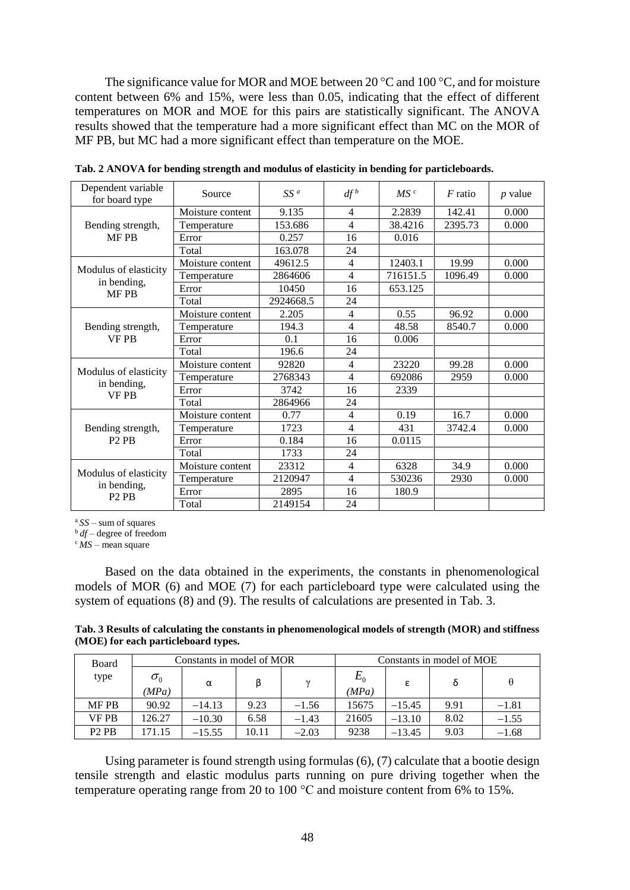The significance value for MOR and MOE between 20 °C and 100 °C, and for moisture content between 6% and 15%, were less than 0.05, indicating that the effect of different temperatures on MOR and MOE for this pairs are statistically significant. The ANOVA results showed that the temperature had a more significant effect than MC on the MOR of MF PB, but MC had a more significant effect than temperature on the MOE.

**Tab. 2 ANOVA for bending strength and modulus of elasticity in bending for particleboards.**

| Dependent variable for board type | Source | *SS* [a] | *df* [b] | *MS* [c] | *F* ratio | *p* value |
|---|---|---|---|---|---|---|
| Bending strength, MF PB | Moisture content | 9.135 | 4 | 2.2839 | 142.41 | 0.000 |
| | Temperature | 153.686 | 4 | 38.4216 | 2395.73 | 0.000 |
| | Error | 0.257 | 16 | 0.016 | | |
| | Total | 163.078 | 24 | | | |
| Modulus of elasticity in bending, MF PB | Moisture content | 49612.5 | 4 | 12403.1 | 19.99 | 0.000 |
| | Temperature | 2864606 | 4 | 716151.5 | 1096.49 | 0.000 |
| | Error | 10450 | 16 | 653.125 | | |
| | Total | 2924668.5 | 24 | | | |
| Bending strength, VF PB | Moisture content | 2.205 | 4 | 0.55 | 96.92 | 0.000 |
| | Temperature | 194.3 | 4 | 48.58 | 8540.7 | 0.000 |
| | Error | 0.1 | 16 | 0.006 | | |
| | Total | 196.6 | 24 | | | |
| Modulus of elasticity in bending, VF PB | Moisture content | 92820 | 4 | 23220 | 99.28 | 0.000 |
| | Temperature | 2768343 | 4 | 692086 | 2959 | 0.000 |
| | Error | 3742 | 16 | 2339 | | |
| | Total | 2864966 | 24 | | | |
| Bending strength, P2 PB | Moisture content | 0.77 | 4 | 0.19 | 16.7 | 0.000 |
| | Temperature | 1723 | 4 | 431 | 3742.4 | 0.000 |
| | Error | 0.184 | 16 | 0.0115 | | |
| | Total | 1733 | 24 | | | |
| Modulus of elasticity in bending, P2 PB | Moisture content | 23312 | 4 | 6328 | 34.9 | 0.000 |
| | Temperature | 2120947 | 4 | 530236 | 2930 | 0.000 |
| | Error | 2895 | 16 | 180.9 | | |
| | Total | 2149154 | 24 | | | |

[a] *SS* – sum of squares
[b] *df* – degree of freedom
[c] *MS* – mean square

Based on the data obtained in the experiments, the constants in phenomenological models of MOR (6) and MOE (7) for each particleboard type were calculated using the system of equations (8) and (9). The results of calculations are presented in Tab. 3.

**Tab. 3 Results of calculating the constants in phenomenological models of strength (MOR) and stiffness (MOE) for each particleboard types.**

| Board type | Constants in model of MOR | | | | Constants in model of MOE | | | |
|---|---|---|---|---|---|---|---|---|
| | $\sigma_0$ (MPa) | α | β | γ | $E_0$ (MPa) | ε | δ | θ |
| MF PB | 90.92 | −14.13 | 9.23 | −1.56 | 15675 | −15.45 | 9.91 | −1.81 |
| VF PB | 126.27 | −10.30 | 6.58 | −1.43 | 21605 | −13.10 | 8.02 | −1.55 |
| P2 PB | 171.15 | −15.55 | 10.11 | −2.03 | 9238 | −13.45 | 9.03 | −1.68 |

Using parameter is found strength using formulas (6), (7) calculate that a bootie design tensile strength and elastic modulus parts running on pure driving together when the temperature operating range from 20 to 100 °C and moisture content from 6% to 15%.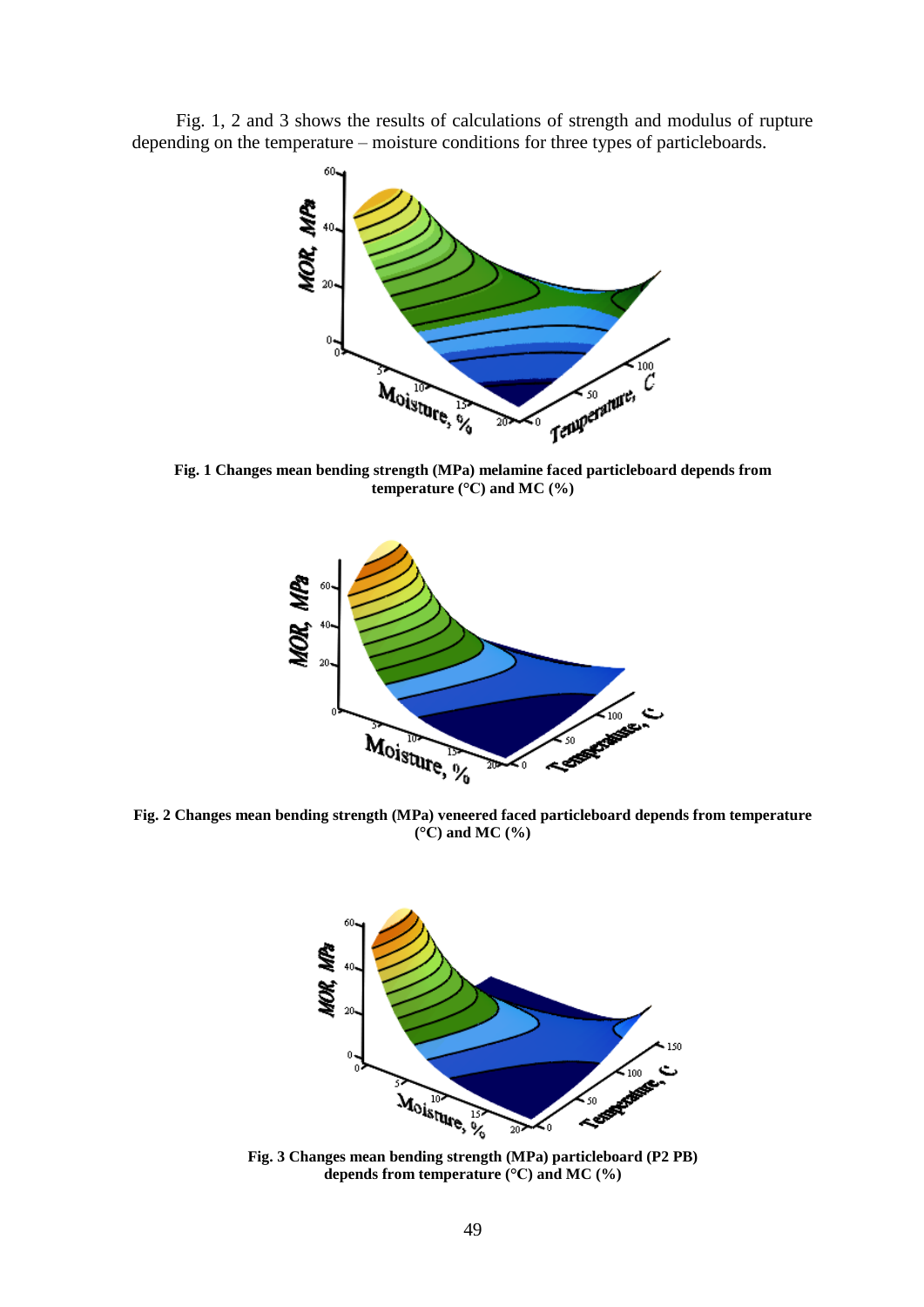Fig. 1, 2 and 3 shows the results of calculations of strength and modulus of rupture depending on the temperature – moisture conditions for three types of particleboards.

**Fig. 1 Changes mean bending strength (MPa) melamine faced particleboard depends from temperature (°C) and MC (%)**

**Fig. 2 Changes mean bending strength (MPa) veneered faced particleboard depends from temperature (°C) and MC (%)**

**Fig. 3 Changes mean bending strength (MPa) particleboard (P2 PB) depends from temperature (°C) and MC (%)**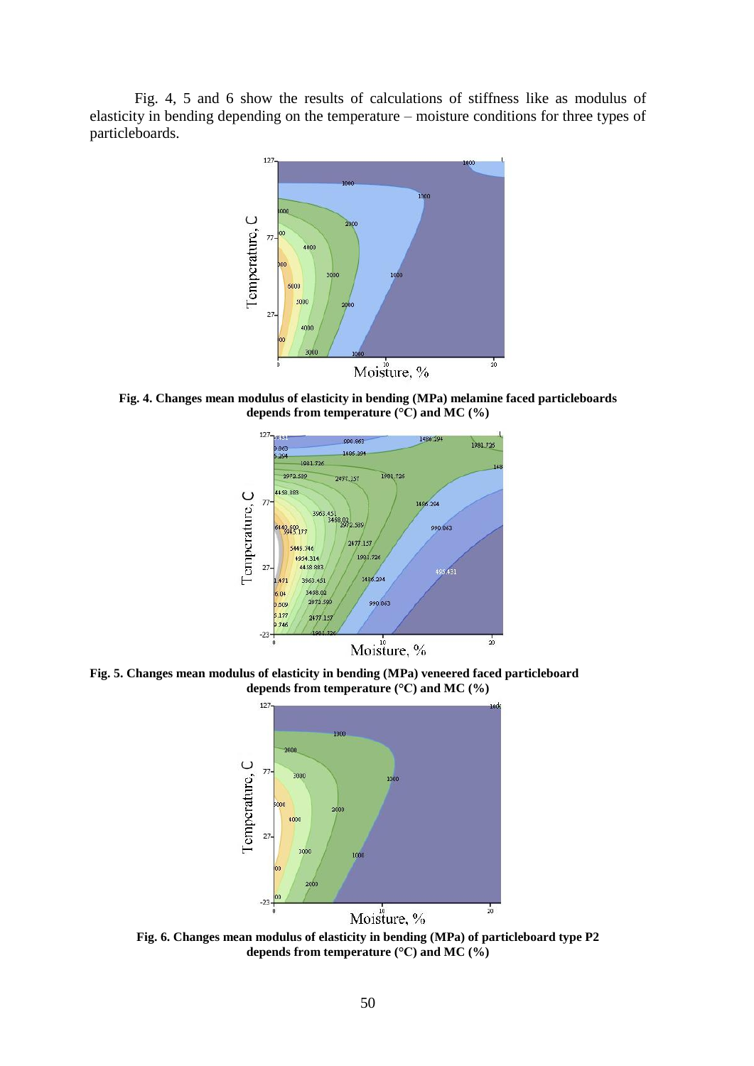Fig. 4, 5 and 6 show the results of calculations of stiffness like as modulus of elasticity in bending depending on the temperature – moisture conditions for three types of particleboards.

**Fig. 4. Changes mean modulus of elasticity in bending (MPa) melamine faced particleboards depends from temperature (°C) and MC (%)**

**Fig. 5. Changes mean modulus of elasticity in bending (MPa) veneered faced particleboard depends from temperature (°C) and MC (%)**

**Fig. 6. Changes mean modulus of elasticity in bending (MPa) of particleboard type P2 depends from temperature (°C) and MC (%)**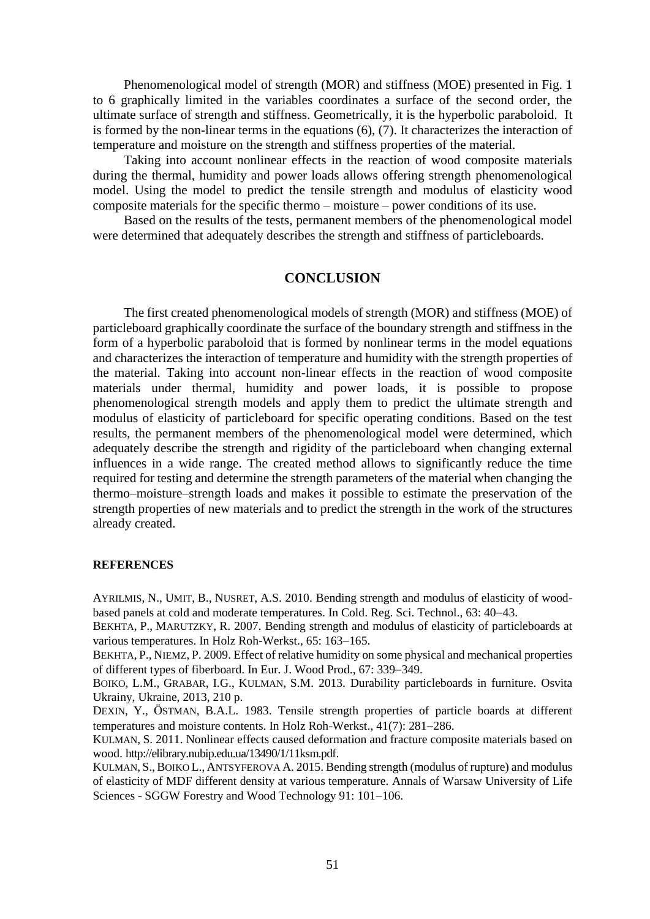Phenomenological model of strength (MOR) and stiffness (MOE) presented in Fig. 1 to 6 graphically limited in the variables coordinates a surface of the second order, the ultimate surface of strength and stiffness. Geometrically, it is the hyperbolic paraboloid. It is formed by the non-linear terms in the equations (6), (7). It characterizes the interaction of temperature and moisture on the strength and stiffness properties of the material.

Taking into account nonlinear effects in the reaction of wood composite materials during the thermal, humidity and power loads allows offering strength phenomenological model. Using the model to predict the tensile strength and modulus of elasticity wood composite materials for the specific thermo – moisture – power conditions of its use.

Based on the results of the tests, permanent members of the phenomenological model were determined that adequately describes the strength and stiffness of particleboards.

## CONCLUSION

The first created phenomenological models of strength (MOR) and stiffness (MOE) of particleboard graphically coordinate the surface of the boundary strength and stiffness in the form of a hyperbolic paraboloid that is formed by nonlinear terms in the model equations and characterizes the interaction of temperature and humidity with the strength properties of the material. Taking into account non-linear effects in the reaction of wood composite materials under thermal, humidity and power loads, it is possible to propose phenomenological strength models and apply them to predict the ultimate strength and modulus of elasticity of particleboard for specific operating conditions. Based on the test results, the permanent members of the phenomenological model were determined, which adequately describe the strength and rigidity of the particleboard when changing external influences in a wide range. The created method allows to significantly reduce the time required for testing and determine the strength parameters of the material when changing the thermo–moisture–strength loads and makes it possible to estimate the preservation of the strength properties of new materials and to predict the strength in the work of the structures already created.

### REFERENCES

AYRILMIS, N., UMIT, B., NUSRET, A.S. 2010. Bending strength and modulus of elasticity of wood-based panels at cold and moderate temperatures. In Cold. Reg. Sci. Technol., 63: 40–43.

BEKHTA, P., MARUTZKY, R. 2007. Bending strength and modulus of elasticity of particleboards at various temperatures. In Holz Roh-Werkst., 65: 163–165.

BEKHTA, P., NIEMZ, P. 2009. Effect of relative humidity on some physical and mechanical properties of different types of fiberboard. In Eur. J. Wood Prod., 67: 339–349.

BOIKO, L.M., GRABAR, I.G., KULMAN, S.M. 2013. Durability particleboards in furniture. Osvita Ukrainy, Ukraine, 2013, 210 p.

DEXIN, Y., ÖSTMAN, B.A.L. 1983. Tensile strength properties of particle boards at different temperatures and moisture contents. In Holz Roh-Werkst., 41(7): 281–286.

KULMAN, S. 2011. Nonlinear effects caused deformation and fracture composite materials based on wood. http://elibrary.nubip.edu.ua/13490/1/11ksm.pdf.

KULMAN, S., BOIKO L., ANTSYFEROVA A. 2015. Bending strength (modulus of rupture) and modulus of elasticity of MDF different density at various temperature. Annals of Warsaw University of Life Sciences - SGGW Forestry and Wood Technology 91: 101–106.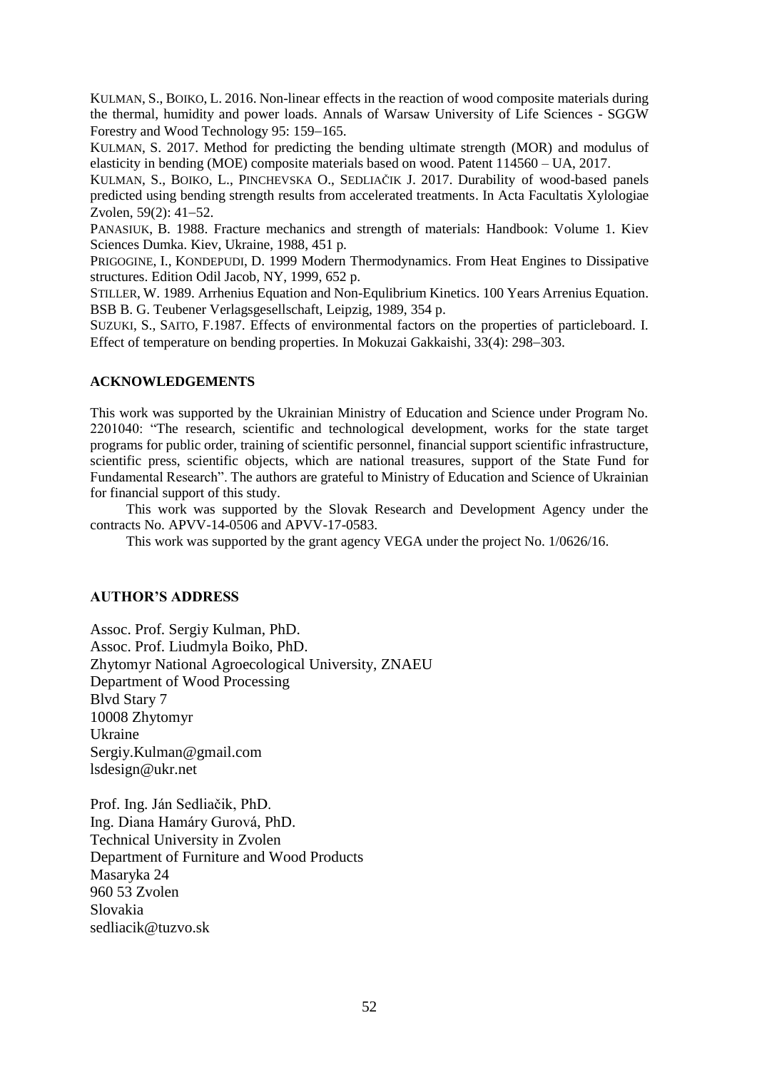KULMAN, S., BOIKO, L. 2016. Non-linear effects in the reaction of wood composite materials during the thermal, humidity and power loads. Annals of Warsaw University of Life Sciences - SGGW Forestry and Wood Technology 95: 159–165.

KULMAN, S. 2017. Method for predicting the bending ultimate strength (MOR) and modulus of elasticity in bending (MOE) composite materials based on wood. Patent 114560 – UA, 2017.

KULMAN, S., BOIKO, L., PINCHEVSKA O., SEDLIAČIK J. 2017. Durability of wood-based panels predicted using bending strength results from accelerated treatments. In Acta Facultatis Xylologiae Zvolen, 59(2): 41–52.

PANASIUK, B. 1988. Fracture mechanics and strength of materials: Handbook: Volume 1. Kiev Sciences Dumka. Kiev, Ukraine, 1988, 451 p.

PRIGOGINE, I., KONDEPUDI, D. 1999 Modern Thermodynamics. From Heat Engines to Dissipative structures. Edition Odil Jacob, NY, 1999, 652 p.

STILLER, W. 1989. Arrhenius Equation and Non-Equlibrium Kinetics. 100 Years Arrenius Equation. BSB B. G. Teubener Verlagsgesellschaft, Leipzig, 1989, 354 p.

SUZUKI, S., SAITO, F.1987. Effects of environmental factors on the properties of particleboard. I. Effect of temperature on bending properties. In Mokuzai Gakkaishi, 33(4): 298–303.

## ACKNOWLEDGEMENTS

This work was supported by the Ukrainian Ministry of Education and Science under Program No. 2201040: "The research, scientific and technological development, works for the state target programs for public order, training of scientific personnel, financial support scientific infrastructure, scientific press, scientific objects, which are national treasures, support of the State Fund for Fundamental Research". The authors are grateful to Ministry of Education and Science of Ukrainian for financial support of this study.

This work was supported by the Slovak Research and Development Agency under the contracts No. APVV-14-0506 and APVV-17-0583.

This work was supported by the grant agency VEGA under the project No. 1/0626/16.

## AUTHOR'S ADDRESS

Assoc. Prof. Sergiy Kulman, PhD.
Assoc. Prof. Liudmyla Boiko, PhD.
Zhytomyr National Agroecological University, ZNAEU
Department of Wood Processing
Blvd Stary 7
10008 Zhytomyr
Ukraine
Sergiy.Kulman@gmail.com
lsdesign@ukr.net

Prof. Ing. Ján Sedliačik, PhD.
Ing. Diana Hamáry Gurová, PhD.
Technical University in Zvolen
Department of Furniture and Wood Products
Masaryka 24
960 53 Zvolen
Slovakia
sedliacik@tuzvo.sk